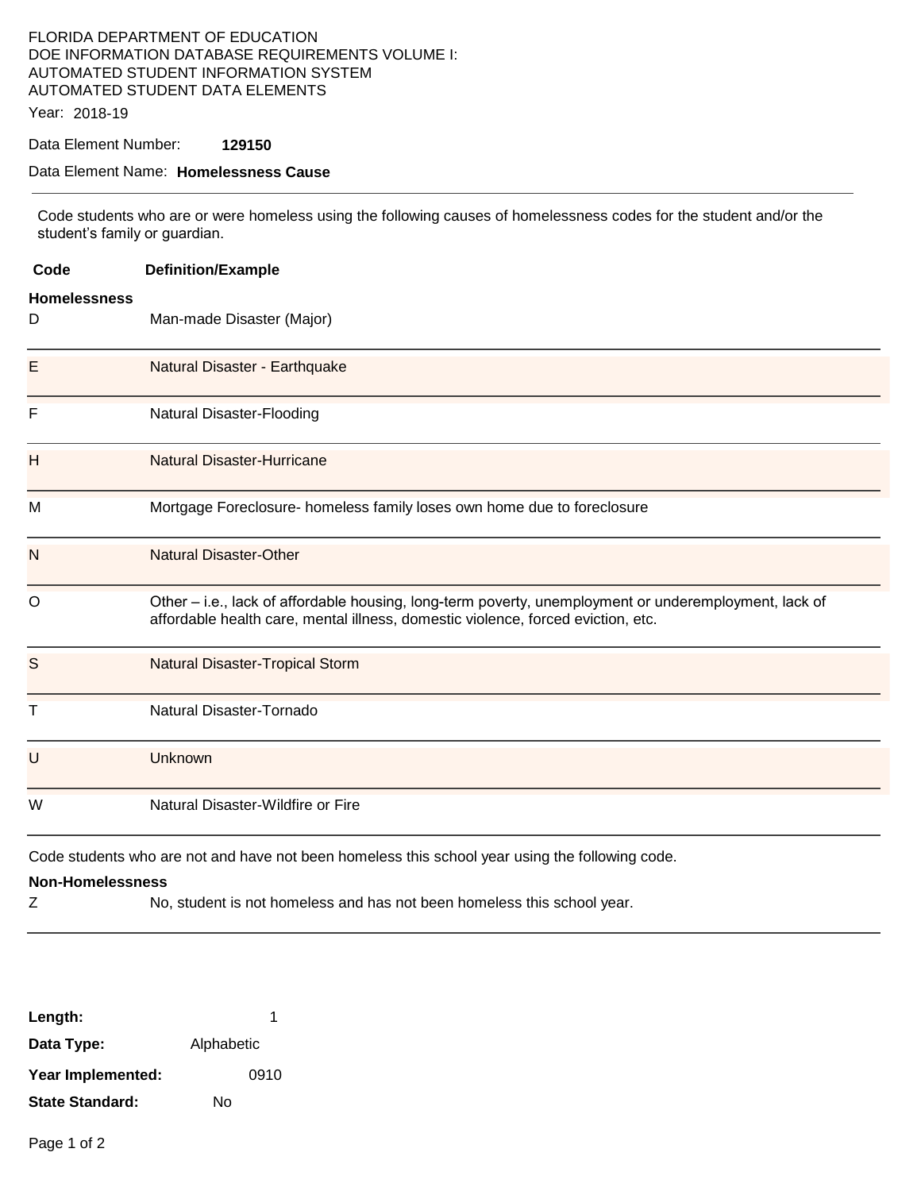FLORIDA DEPARTMENT OF EDUCATION
DOE INFORMATION DATABASE REQUIREMENTS VOLUME I:
AUTOMATED STUDENT INFORMATION SYSTEM
AUTOMATED STUDENT DATA ELEMENTS

Year: 2018-19

Data Element Number: **129150**

Data Element Name: **Homelessness Cause**

---

Code students who are or were homeless using the following causes of homelessness codes for the student and/or the student's family or guardian.

| Code | Definition/Example |
|---|---|
| **Homelessness** | |
| D | Man-made Disaster (Major) |
| E | Natural Disaster - Earthquake |
| F | Natural Disaster-Flooding |
| H | Natural Disaster-Hurricane |
| M | Mortgage Foreclosure- homeless family loses own home due to foreclosure |
| N | Natural Disaster-Other |
| O | Other – i.e., lack of affordable housing, long-term poverty, unemployment or underemployment, lack of affordable health care, mental illness, domestic violence, forced eviction, etc. |
| S | Natural Disaster-Tropical Storm |
| T | Natural Disaster-Tornado |
| U | Unknown |
| W | Natural Disaster-Wildfire or Fire |

Code students who are not and have not been homeless this school year using the following code.

| Code | Definition/Example |
|---|---|
| **Non-Homelessness** | |
| Z | No, student is not homeless and has not been homeless this school year. |

**Length:** 1

**Data Type:** Alphabetic

**Year Implemented:** 0910

**State Standard:** No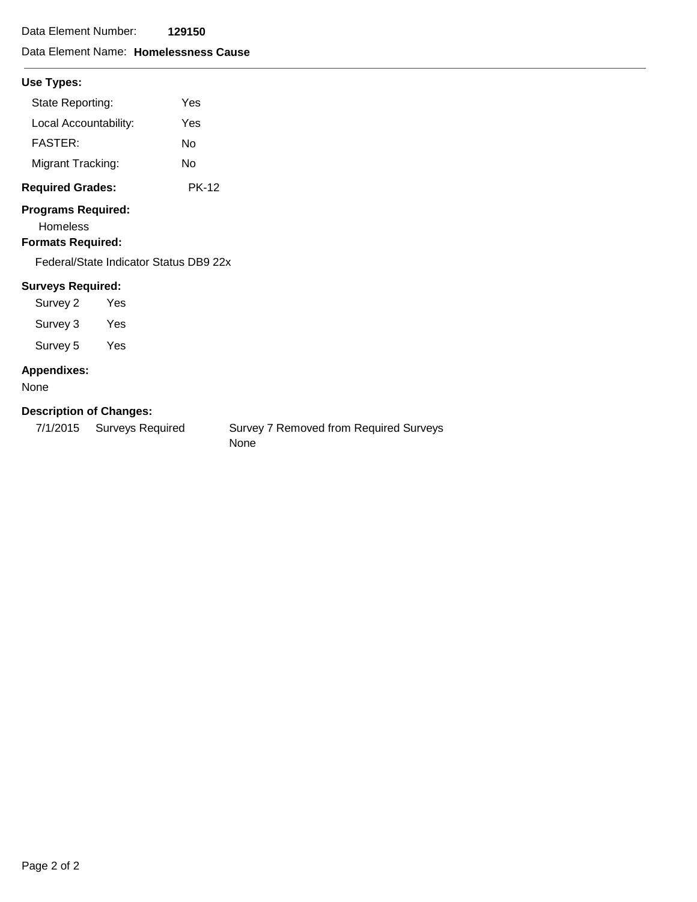Data Element Number: **129150**

Data Element Name: **Homelessness Cause**

---

**Use Types:**

| | |
|---|---|
| State Reporting: | Yes |
| Local Accountability: | Yes |
| FASTER: | No |
| Migrant Tracking: | No |

**Required Grades:** PK-12

**Programs Required:**

Homeless

**Formats Required:**

Federal/State Indicator Status DB9 22x

**Surveys Required:**

| | |
|---|---|
| Survey 2 | Yes |
| Survey 3 | Yes |
| Survey 5 | Yes |

**Appendixes:**

None

**Description of Changes:**

| | | |
|---|---|---|
| 7/1/2015 | Surveys Required | Survey 7 Removed from Required Surveys<br>None |